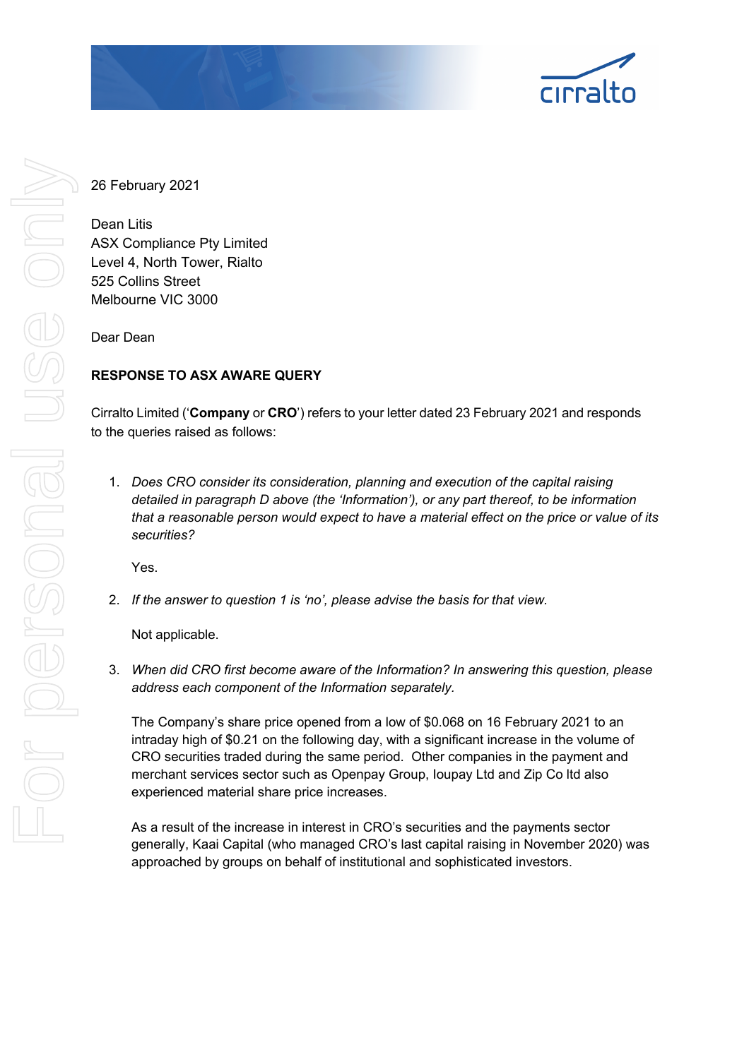26 February 2021

Dean Litis
ASX Compliance Pty Limited
Level 4, North Tower, Rialto
525 Collins Street
Melbourne VIC 3000

Dear Dean

**RESPONSE TO ASX AWARE QUERY**

Cirralto Limited ('**Company** or **CRO**') refers to your letter dated 23 February 2021 and responds to the queries raised as follows:

1. *Does CRO consider its consideration, planning and execution of the capital raising detailed in paragraph D above (the 'Information'), or any part thereof, to be information that a reasonable person would expect to have a material effect on the price or value of its securities?*

   Yes.

2. *If the answer to question 1 is 'no', please advise the basis for that view.*

   Not applicable.

3. *When did CRO first become aware of the Information? In answering this question, please address each component of the Information separately.*

   The Company's share price opened from a low of $0.068 on 16 February 2021 to an intraday high of $0.21 on the following day, with a significant increase in the volume of CRO securities traded during the same period. Other companies in the payment and merchant services sector such as Openpay Group, Ioupay Ltd and Zip Co ltd also experienced material share price increases.

   As a result of the increase in interest in CRO's securities and the payments sector generally, Kaai Capital (who managed CRO's last capital raising in November 2020) was approached by groups on behalf of institutional and sophisticated investors.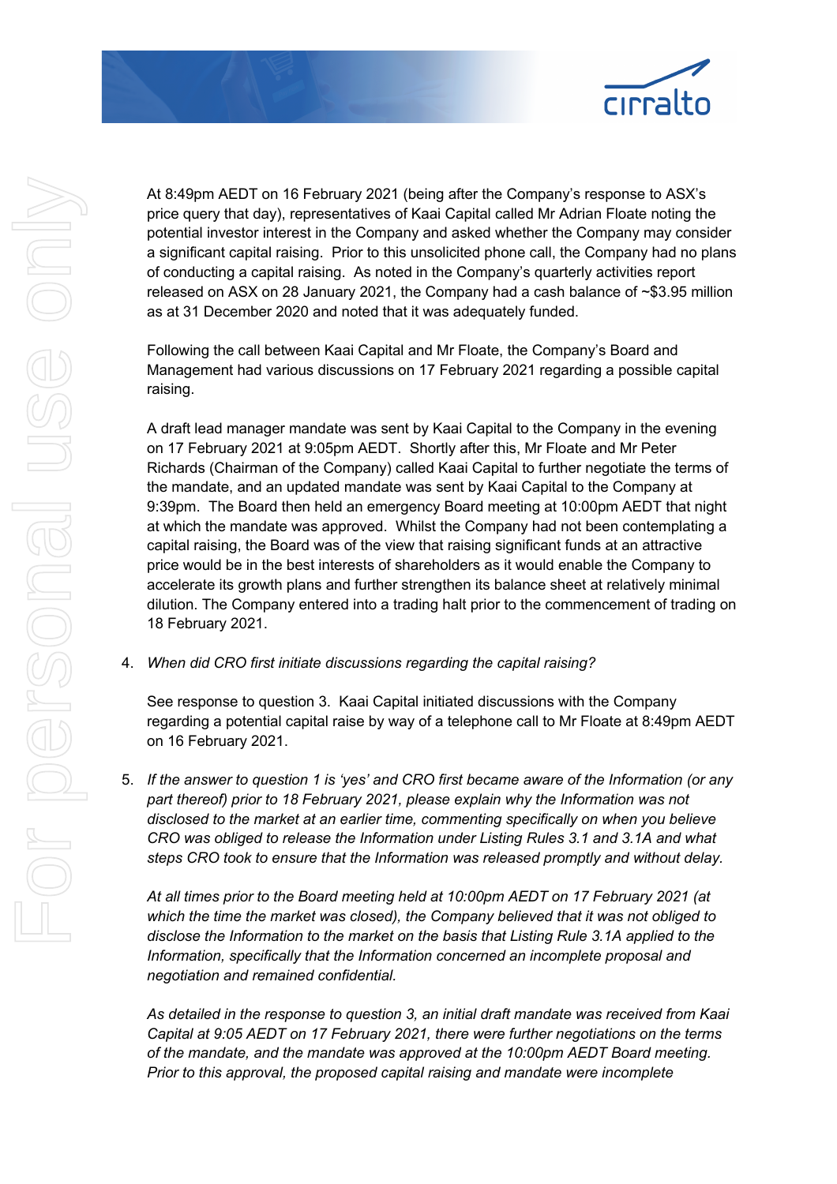At 8:49pm AEDT on 16 February 2021 (being after the Company's response to ASX's price query that day), representatives of Kaai Capital called Mr Adrian Floate noting the potential investor interest in the Company and asked whether the Company may consider a significant capital raising. Prior to this unsolicited phone call, the Company had no plans of conducting a capital raising. As noted in the Company's quarterly activities report released on ASX on 28 January 2021, the Company had a cash balance of ~$3.95 million as at 31 December 2020 and noted that it was adequately funded.

Following the call between Kaai Capital and Mr Floate, the Company's Board and Management had various discussions on 17 February 2021 regarding a possible capital raising.

A draft lead manager mandate was sent by Kaai Capital to the Company in the evening on 17 February 2021 at 9:05pm AEDT. Shortly after this, Mr Floate and Mr Peter Richards (Chairman of the Company) called Kaai Capital to further negotiate the terms of the mandate, and an updated mandate was sent by Kaai Capital to the Company at 9:39pm. The Board then held an emergency Board meeting at 10:00pm AEDT that night at which the mandate was approved. Whilst the Company had not been contemplating a capital raising, the Board was of the view that raising significant funds at an attractive price would be in the best interests of shareholders as it would enable the Company to accelerate its growth plans and further strengthen its balance sheet at relatively minimal dilution. The Company entered into a trading halt prior to the commencement of trading on 18 February 2021.

4. *When did CRO first initiate discussions regarding the capital raising?*

   See response to question 3. Kaai Capital initiated discussions with the Company regarding a potential capital raise by way of a telephone call to Mr Floate at 8:49pm AEDT on 16 February 2021.

5. *If the answer to question 1 is 'yes' and CRO first became aware of the Information (or any part thereof) prior to 18 February 2021, please explain why the Information was not disclosed to the market at an earlier time, commenting specifically on when you believe CRO was obliged to release the Information under Listing Rules 3.1 and 3.1A and what steps CRO took to ensure that the Information was released promptly and without delay.*

   *At all times prior to the Board meeting held at 10:00pm AEDT on 17 February 2021 (at which the time the market was closed), the Company believed that it was not obliged to disclose the Information to the market on the basis that Listing Rule 3.1A applied to the Information, specifically that the Information concerned an incomplete proposal and negotiation and remained confidential.*

   *As detailed in the response to question 3, an initial draft mandate was received from Kaai Capital at 9:05 AEDT on 17 February 2021, there were further negotiations on the terms of the mandate, and the mandate was approved at the 10:00pm AEDT Board meeting. Prior to this approval, the proposed capital raising and mandate were incomplete*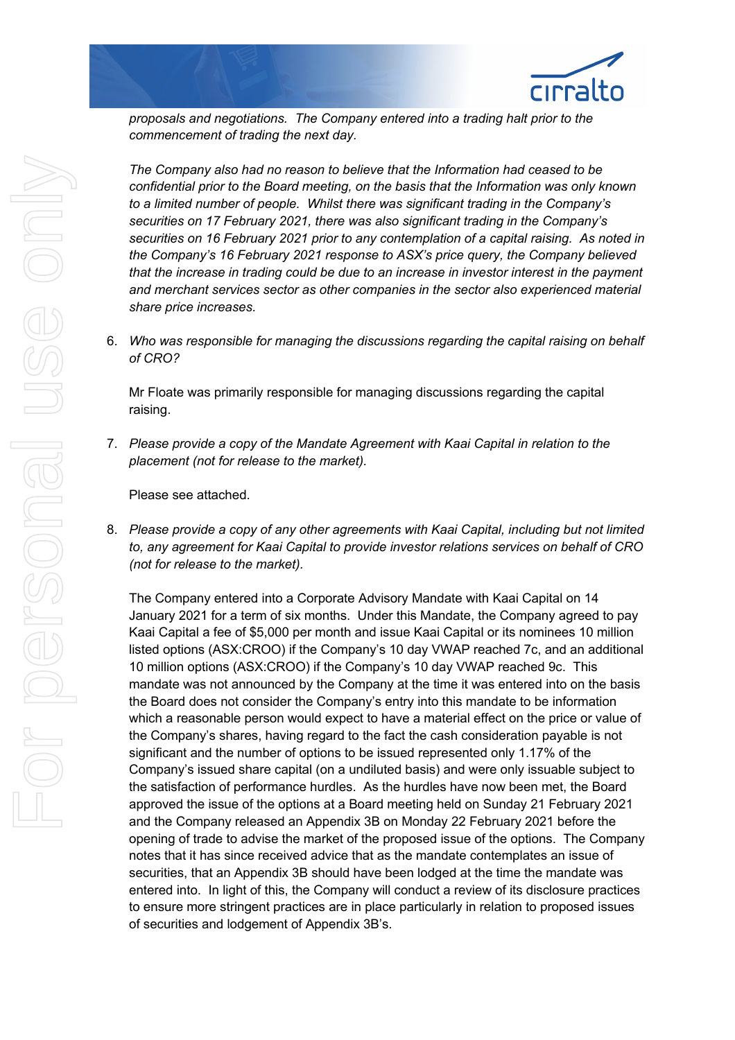*proposals and negotiations. The Company entered into a trading halt prior to the commencement of trading the next day.*

*The Company also had no reason to believe that the Information had ceased to be confidential prior to the Board meeting, on the basis that the Information was only known to a limited number of people. Whilst there was significant trading in the Company's securities on 17 February 2021, there was also significant trading in the Company's securities on 16 February 2021 prior to any contemplation of a capital raising. As noted in the Company's 16 February 2021 response to ASX's price query, the Company believed that the increase in trading could be due to an increase in investor interest in the payment and merchant services sector as other companies in the sector also experienced material share price increases.*

6. *Who was responsible for managing the discussions regarding the capital raising on behalf of CRO?*

   Mr Floate was primarily responsible for managing discussions regarding the capital raising.

7. *Please provide a copy of the Mandate Agreement with Kaai Capital in relation to the placement (not for release to the market).*

   Please see attached.

8. *Please provide a copy of any other agreements with Kaai Capital, including but not limited to, any agreement for Kaai Capital to provide investor relations services on behalf of CRO (not for release to the market).*

   The Company entered into a Corporate Advisory Mandate with Kaai Capital on 14 January 2021 for a term of six months. Under this Mandate, the Company agreed to pay Kaai Capital a fee of $5,000 per month and issue Kaai Capital or its nominees 10 million listed options (ASX:CROO) if the Company's 10 day VWAP reached 7c, and an additional 10 million options (ASX:CROO) if the Company's 10 day VWAP reached 9c. This mandate was not announced by the Company at the time it was entered into on the basis the Board does not consider the Company's entry into this mandate to be information which a reasonable person would expect to have a material effect on the price or value of the Company's shares, having regard to the fact the cash consideration payable is not significant and the number of options to be issued represented only 1.17% of the Company's issued share capital (on a undiluted basis) and were only issuable subject to the satisfaction of performance hurdles. As the hurdles have now been met, the Board approved the issue of the options at a Board meeting held on Sunday 21 February 2021 and the Company released an Appendix 3B on Monday 22 February 2021 before the opening of trade to advise the market of the proposed issue of the options. The Company notes that it has since received advice that as the mandate contemplates an issue of securities, that an Appendix 3B should have been lodged at the time the mandate was entered into. In light of this, the Company will conduct a review of its disclosure practices to ensure more stringent practices are in place particularly in relation to proposed issues of securities and lodgement of Appendix 3B's.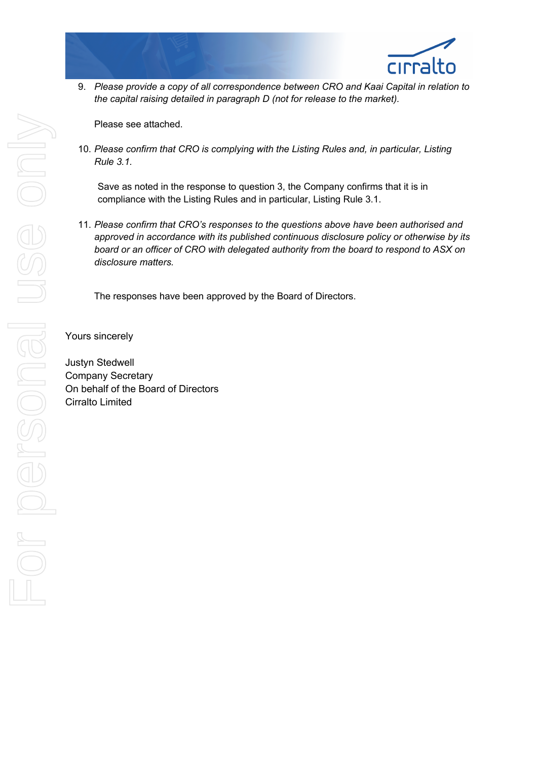9. *Please provide a copy of all correspondence between CRO and Kaai Capital in relation to the capital raising detailed in paragraph D (not for release to the market).*

   Please see attached.

10. *Please confirm that CRO is complying with the Listing Rules and, in particular, Listing Rule 3.1.*

    Save as noted in the response to question 3, the Company confirms that it is in compliance with the Listing Rules and in particular, Listing Rule 3.1.

11. *Please confirm that CRO's responses to the questions above have been authorised and approved in accordance with its published continuous disclosure policy or otherwise by its board or an officer of CRO with delegated authority from the board to respond to ASX on disclosure matters.*

    The responses have been approved by the Board of Directors.

Yours sincerely

Justyn Stedwell
Company Secretary
On behalf of the Board of Directors
Cirralto Limited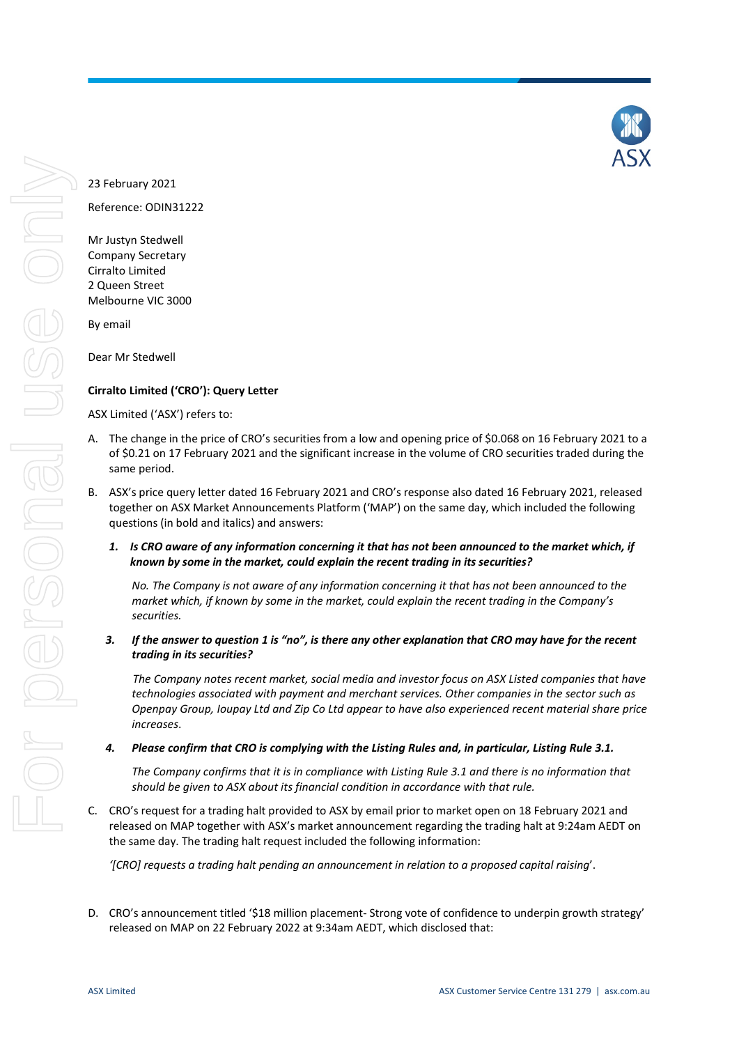23 February 2021

Reference: ODIN31222

Mr Justyn Stedwell
Company Secretary
Cirralto Limited
2 Queen Street
Melbourne VIC 3000

By email

Dear Mr Stedwell

**Cirralto Limited ('CRO'): Query Letter**

ASX Limited ('ASX') refers to:

A. The change in the price of CRO's securities from a low and opening price of $0.068 on 16 February 2021 to a of $0.21 on 17 February 2021 and the significant increase in the volume of CRO securities traded during the same period.

B. ASX's price query letter dated 16 February 2021 and CRO's response also dated 16 February 2021, released together on ASX Market Announcements Platform ('MAP') on the same day, which included the following questions (in bold and italics) and answers:

   1. ***Is CRO aware of any information concerning it that has not been announced to the market which, if known by some in the market, could explain the recent trading in its securities?***

      *No. The Company is not aware of any information concerning it that has not been announced to the market which, if known by some in the market, could explain the recent trading in the Company's securities.*

   3. ***If the answer to question 1 is "no", is there any other explanation that CRO may have for the recent trading in its securities?***

      *The Company notes recent market, social media and investor focus on ASX Listed companies that have technologies associated with payment and merchant services. Other companies in the sector such as Openpay Group, Ioupay Ltd and Zip Co Ltd appear to have also experienced recent material share price increases.*

   4. ***Please confirm that CRO is complying with the Listing Rules and, in particular, Listing Rule 3.1.***

      *The Company confirms that it is in compliance with Listing Rule 3.1 and there is no information that should be given to ASX about its financial condition in accordance with that rule.*

C. CRO's request for a trading halt provided to ASX by email prior to market open on 18 February 2021 and released on MAP together with ASX's market announcement regarding the trading halt at 9:24am AEDT on the same day. The trading halt request included the following information:

   *'[CRO] requests a trading halt pending an announcement in relation to a proposed capital raising'.*

D. CRO's announcement titled '$18 million placement- Strong vote of confidence to underpin growth strategy' released on MAP on 22 February 2022 at 9:34am AEDT, which disclosed that: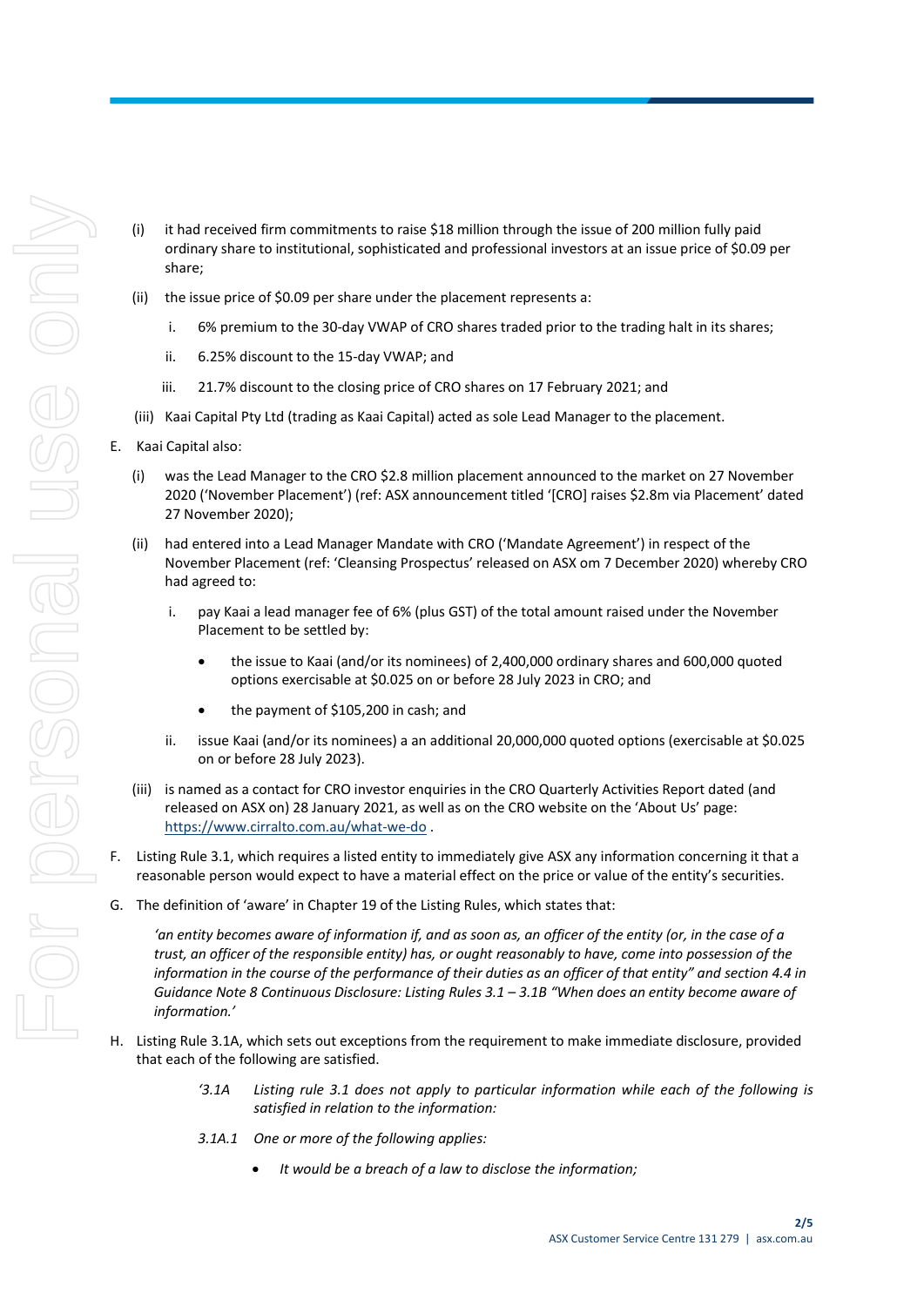(i) it had received firm commitments to raise $18 million through the issue of 200 million fully paid ordinary share to institutional, sophisticated and professional investors at an issue price of $0.09 per share;

(ii) the issue price of $0.09 per share under the placement represents a:

i. 6% premium to the 30-day VWAP of CRO shares traded prior to the trading halt in its shares;

ii. 6.25% discount to the 15-day VWAP; and

iii. 21.7% discount to the closing price of CRO shares on 17 February 2021; and

(iii) Kaai Capital Pty Ltd (trading as Kaai Capital) acted as sole Lead Manager to the placement.

E. Kaai Capital also:

(i) was the Lead Manager to the CRO $2.8 million placement announced to the market on 27 November 2020 ('November Placement') (ref: ASX announcement titled '[CRO] raises $2.8m via Placement' dated 27 November 2020);

(ii) had entered into a Lead Manager Mandate with CRO ('Mandate Agreement') in respect of the November Placement (ref: 'Cleansing Prospectus' released on ASX om 7 December 2020) whereby CRO had agreed to:

i. pay Kaai a lead manager fee of 6% (plus GST) of the total amount raised under the November Placement to be settled by:

- the issue to Kaai (and/or its nominees) of 2,400,000 ordinary shares and 600,000 quoted options exercisable at $0.025 on or before 28 July 2023 in CRO; and
- the payment of $105,200 in cash; and

ii. issue Kaai (and/or its nominees) a an additional 20,000,000 quoted options (exercisable at $0.025 on or before 28 July 2023).

(iii) is named as a contact for CRO investor enquiries in the CRO Quarterly Activities Report dated (and released on ASX on) 28 January 2021, as well as on the CRO website on the 'About Us' page: https://www.cirralto.com.au/what-we-do .

F. Listing Rule 3.1, which requires a listed entity to immediately give ASX any information concerning it that a reasonable person would expect to have a material effect on the price or value of the entity's securities.

G. The definition of 'aware' in Chapter 19 of the Listing Rules, which states that:

*'an entity becomes aware of information if, and as soon as, an officer of the entity (or, in the case of a trust, an officer of the responsible entity) has, or ought reasonably to have, come into possession of the information in the course of the performance of their duties as an officer of that entity" and section 4.4 in Guidance Note 8 Continuous Disclosure: Listing Rules 3.1 – 3.1B "When does an entity become aware of information.'*

H. Listing Rule 3.1A, which sets out exceptions from the requirement to make immediate disclosure, provided that each of the following are satisfied.

> *'3.1A Listing rule 3.1 does not apply to particular information while each of the following is satisfied in relation to the information:*
>
> *3.1A.1 One or more of the following applies:*
>
> - *It would be a breach of a law to disclose the information;*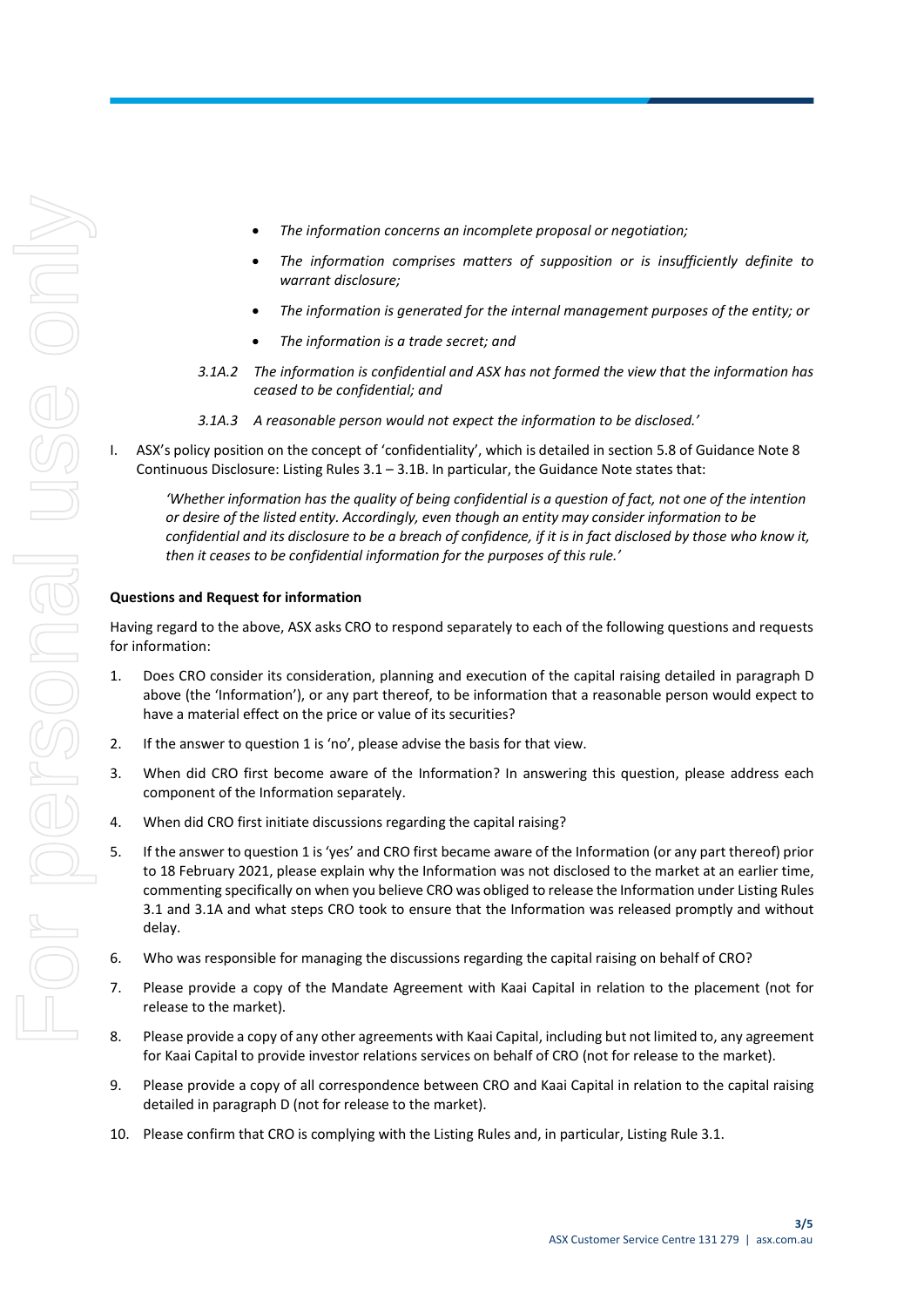- *The information concerns an incomplete proposal or negotiation;*
- *The information comprises matters of supposition or is insufficiently definite to warrant disclosure;*
- *The information is generated for the internal management purposes of the entity; or*
- *The information is a trade secret; and*

*3.1A.2 The information is confidential and ASX has not formed the view that the information has ceased to be confidential; and*

*3.1A.3 A reasonable person would not expect the information to be disclosed.'*

I. ASX's policy position on the concept of 'confidentiality', which is detailed in section 5.8 of Guidance Note 8 Continuous Disclosure: Listing Rules 3.1 – 3.1B. In particular, the Guidance Note states that:

> *'Whether information has the quality of being confidential is a question of fact, not one of the intention or desire of the listed entity. Accordingly, even though an entity may consider information to be confidential and its disclosure to be a breach of confidence, if it is in fact disclosed by those who know it, then it ceases to be confidential information for the purposes of this rule.'*

**Questions and Request for information**

Having regard to the above, ASX asks CRO to respond separately to each of the following questions and requests for information:

1. Does CRO consider its consideration, planning and execution of the capital raising detailed in paragraph D above (the 'Information'), or any part thereof, to be information that a reasonable person would expect to have a material effect on the price or value of its securities?
2. If the answer to question 1 is 'no', please advise the basis for that view.
3. When did CRO first become aware of the Information? In answering this question, please address each component of the Information separately.
4. When did CRO first initiate discussions regarding the capital raising?
5. If the answer to question 1 is 'yes' and CRO first became aware of the Information (or any part thereof) prior to 18 February 2021, please explain why the Information was not disclosed to the market at an earlier time, commenting specifically on when you believe CRO was obliged to release the Information under Listing Rules 3.1 and 3.1A and what steps CRO took to ensure that the Information was released promptly and without delay.
6. Who was responsible for managing the discussions regarding the capital raising on behalf of CRO?
7. Please provide a copy of the Mandate Agreement with Kaai Capital in relation to the placement (not for release to the market).
8. Please provide a copy of any other agreements with Kaai Capital, including but not limited to, any agreement for Kaai Capital to provide investor relations services on behalf of CRO (not for release to the market).
9. Please provide a copy of all correspondence between CRO and Kaai Capital in relation to the capital raising detailed in paragraph D (not for release to the market).
10. Please confirm that CRO is complying with the Listing Rules and, in particular, Listing Rule 3.1.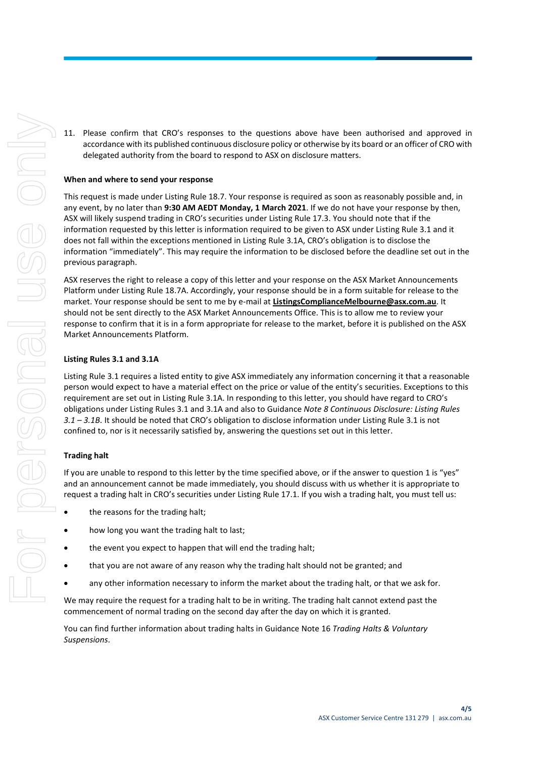11. Please confirm that CRO's responses to the questions above have been authorised and approved in accordance with its published continuous disclosure policy or otherwise by its board or an officer of CRO with delegated authority from the board to respond to ASX on disclosure matters.

**When and where to send your response**

This request is made under Listing Rule 18.7. Your response is required as soon as reasonably possible and, in any event, by no later than **9:30 AM AEDT Monday, 1 March 2021**. If we do not have your response by then, ASX will likely suspend trading in CRO's securities under Listing Rule 17.3. You should note that if the information requested by this letter is information required to be given to ASX under Listing Rule 3.1 and it does not fall within the exceptions mentioned in Listing Rule 3.1A, CRO's obligation is to disclose the information "immediately". This may require the information to be disclosed before the deadline set out in the previous paragraph.

ASX reserves the right to release a copy of this letter and your response on the ASX Market Announcements Platform under Listing Rule 18.7A. Accordingly, your response should be in a form suitable for release to the market. Your response should be sent to me by e-mail at **ListingsComplianceMelbourne@asx.com.au**. It should not be sent directly to the ASX Market Announcements Office. This is to allow me to review your response to confirm that it is in a form appropriate for release to the market, before it is published on the ASX Market Announcements Platform.

**Listing Rules 3.1 and 3.1A**

Listing Rule 3.1 requires a listed entity to give ASX immediately any information concerning it that a reasonable person would expect to have a material effect on the price or value of the entity's securities. Exceptions to this requirement are set out in Listing Rule 3.1A. In responding to this letter, you should have regard to CRO's obligations under Listing Rules 3.1 and 3.1A and also to Guidance *Note 8 Continuous Disclosure: Listing Rules 3.1 – 3.1B*. It should be noted that CRO's obligation to disclose information under Listing Rule 3.1 is not confined to, nor is it necessarily satisfied by, answering the questions set out in this letter.

**Trading halt**

If you are unable to respond to this letter by the time specified above, or if the answer to question 1 is "yes" and an announcement cannot be made immediately, you should discuss with us whether it is appropriate to request a trading halt in CRO's securities under Listing Rule 17.1. If you wish a trading halt, you must tell us:

- the reasons for the trading halt;
- how long you want the trading halt to last;
- the event you expect to happen that will end the trading halt;
- that you are not aware of any reason why the trading halt should not be granted; and
- any other information necessary to inform the market about the trading halt, or that we ask for.

We may require the request for a trading halt to be in writing. The trading halt cannot extend past the commencement of normal trading on the second day after the day on which it is granted.

You can find further information about trading halts in Guidance Note 16 *Trading Halts & Voluntary Suspensions*.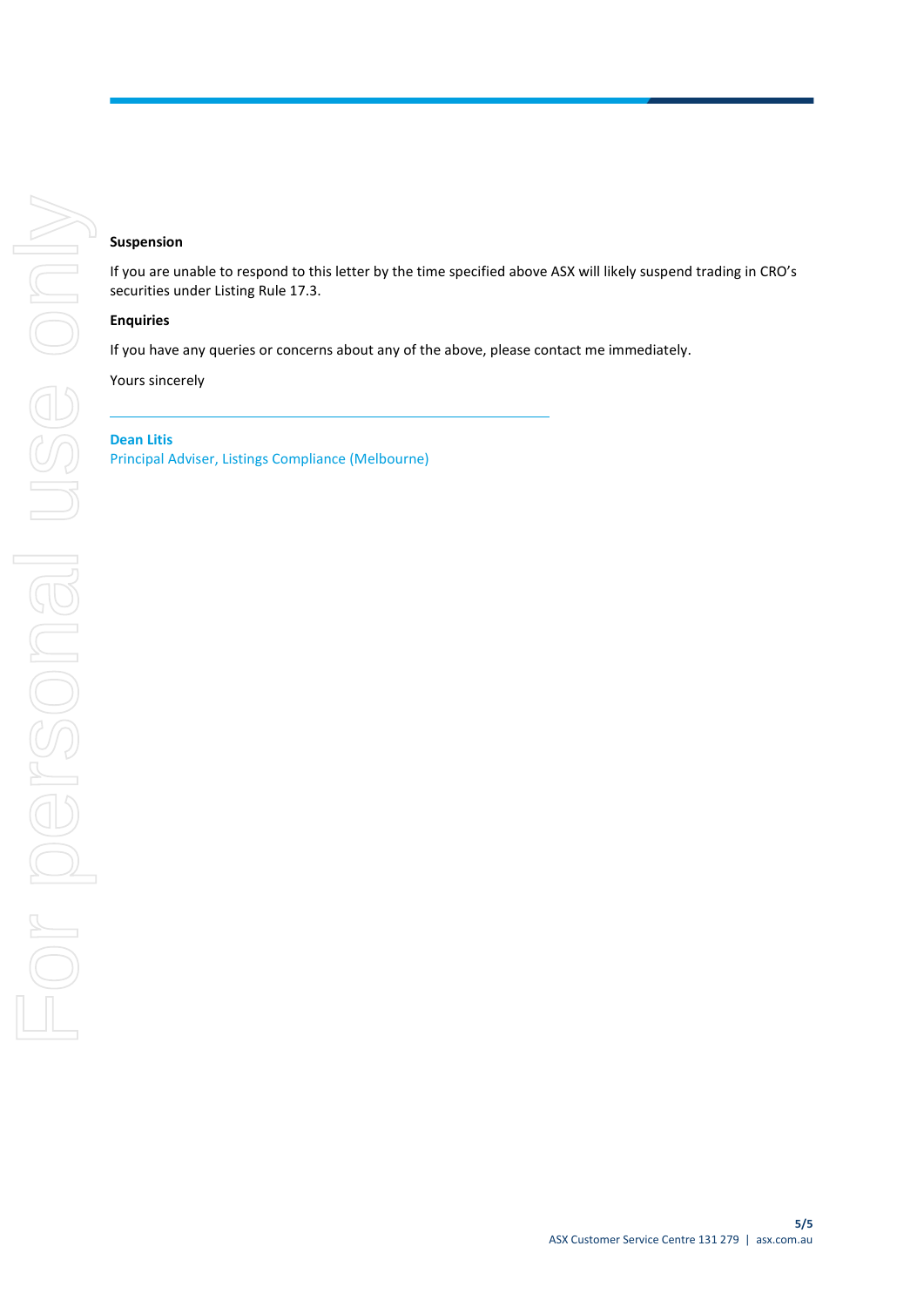**Suspension**

If you are unable to respond to this letter by the time specified above ASX will likely suspend trading in CRO's securities under Listing Rule 17.3.

**Enquiries**

If you have any queries or concerns about any of the above, please contact me immediately.

Yours sincerely

---

**Dean Litis**
Principal Adviser, Listings Compliance (Melbourne)